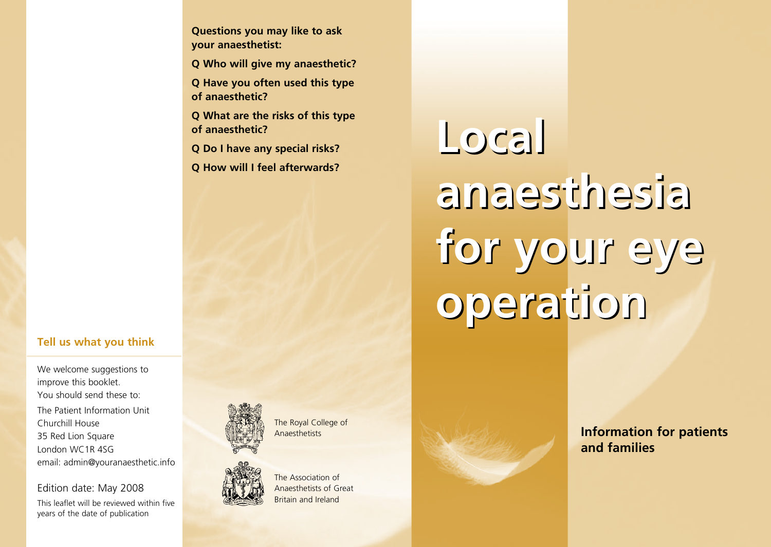# Local anaesthesia for your eye operation

**Information for patients and families**

**Questions you may like to ask your anaesthetist:**

**Q Who will give my anaesthetic?**

**Q Have you often used this type of anaesthetic?**

**Q What are the risks of this type of anaesthetic?**

**Q Do I have any special risks?**

**Q How will I feel afterwards?**

The Royal College of Anaesthetists

The Association of Anaesthetists of Great Britain and Ireland

## Tell us what you think

We welcome suggestions to improve this booklet.
You should send these to:

The Patient Information Unit
Churchill House
35 Red Lion Square
London WC1R 4SG
email: admin@youranaesthetic.info

Edition date: May 2008

This leaflet will be reviewed within five years of the date of publication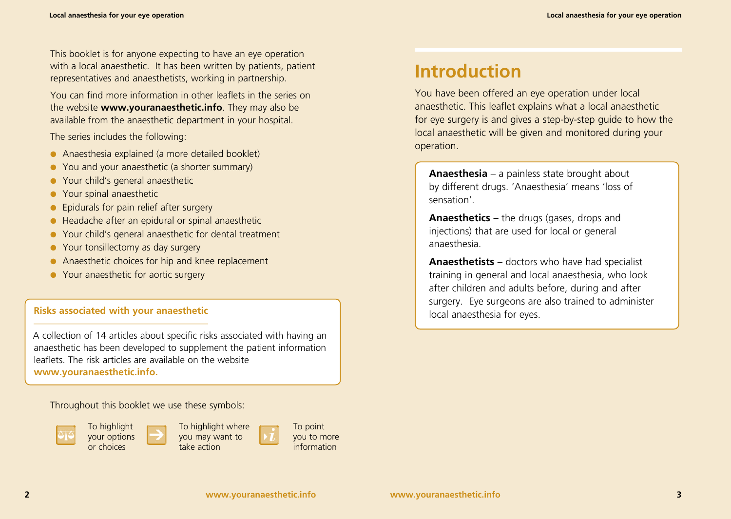This booklet is for anyone expecting to have an eye operation with a local anaesthetic. It has been written by patients, patient representatives and anaesthetists, working in partnership.

You can find more information in other leaflets in the series on the website **www.youranaesthetic.info**. They may also be available from the anaesthetic department in your hospital.

The series includes the following:

- Anaesthesia explained (a more detailed booklet)
- You and your anaesthetic (a shorter summary)
- Your child's general anaesthetic
- Your spinal anaesthetic
- Epidurals for pain relief after surgery
- Headache after an epidural or spinal anaesthetic
- Your child's general anaesthetic for dental treatment
- Your tonsillectomy as day surgery
- Anaesthetic choices for hip and knee replacement
- Your anaesthetic for aortic surgery

**Risks associated with your anaesthetic**

A collection of 14 articles about specific risks associated with having an anaesthetic has been developed to supplement the patient information leaflets. The risk articles are available on the website **www.youranaesthetic.info.**

Throughout this booklet we use these symbols:

- To highlight your options or choices
- To highlight where you may want to take action
- To point you to more information

## Introduction

You have been offered an eye operation under local anaesthetic. This leaflet explains what a local anaesthetic for eye surgery is and gives a step-by-step guide to how the local anaesthetic will be given and monitored during your operation.

**Anaesthesia** – a painless state brought about by different drugs. 'Anaesthesia' means 'loss of sensation'.

**Anaesthetics** – the drugs (gases, drops and injections) that are used for local or general anaesthesia.

**Anaesthetists** – doctors who have had specialist training in general and local anaesthesia, who look after children and adults before, during and after surgery. Eye surgeons are also trained to administer local anaesthesia for eyes.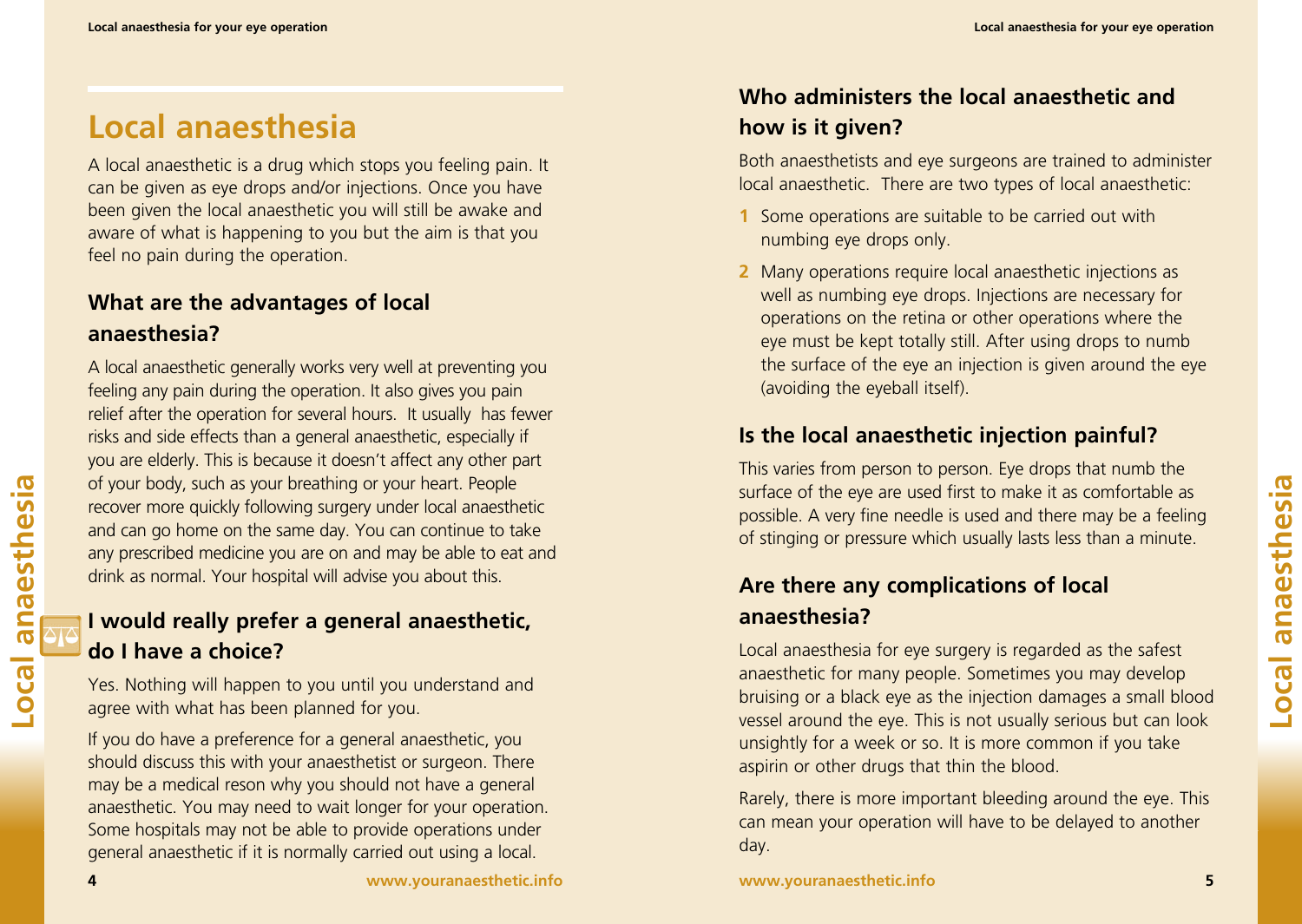# Local anaesthesia

A local anaesthetic is a drug which stops you feeling pain. It can be given as eye drops and/or injections. Once you have been given the local anaesthetic you will still be awake and aware of what is happening to you but the aim is that you feel no pain during the operation.

## What are the advantages of local anaesthesia?

A local anaesthetic generally works very well at preventing you feeling any pain during the operation. It also gives you pain relief after the operation for several hours. It usually has fewer risks and side effects than a general anaesthetic, especially if you are elderly. This is because it doesn't affect any other part of your body, such as your breathing or your heart. People recover more quickly following surgery under local anaesthetic and can go home on the same day. You can continue to take any prescribed medicine you are on and may be able to eat and drink as normal. Your hospital will advise you about this.

## I would really prefer a general anaesthetic, do I have a choice?

Yes. Nothing will happen to you until you understand and agree with what has been planned for you.

If you do have a preference for a general anaesthetic, you should discuss this with your anaesthetist or surgeon. There may be a medical reson why you should not have a general anaesthetic. You may need to wait longer for your operation. Some hospitals may not be able to provide operations under general anaesthetic if it is normally carried out using a local.

## Who administers the local anaesthetic and how is it given?

Both anaesthetists and eye surgeons are trained to administer local anaesthetic. There are two types of local anaesthetic:

1. Some operations are suitable to be carried out with numbing eye drops only.
2. Many operations require local anaesthetic injections as well as numbing eye drops. Injections are necessary for operations on the retina or other operations where the eye must be kept totally still. After using drops to numb the surface of the eye an injection is given around the eye (avoiding the eyeball itself).

## Is the local anaesthetic injection painful?

This varies from person to person. Eye drops that numb the surface of the eye are used first to make it as comfortable as possible. A very fine needle is used and there may be a feeling of stinging or pressure which usually lasts less than a minute.

## Are there any complications of local anaesthesia?

Local anaesthesia for eye surgery is regarded as the safest anaesthetic for many people. Sometimes you may develop bruising or a black eye as the injection damages a small blood vessel around the eye. This is not usually serious but can look unsightly for a week or so. It is more common if you take aspirin or other drugs that thin the blood.

Rarely, there is more important bleeding around the eye. This can mean your operation will have to be delayed to another day.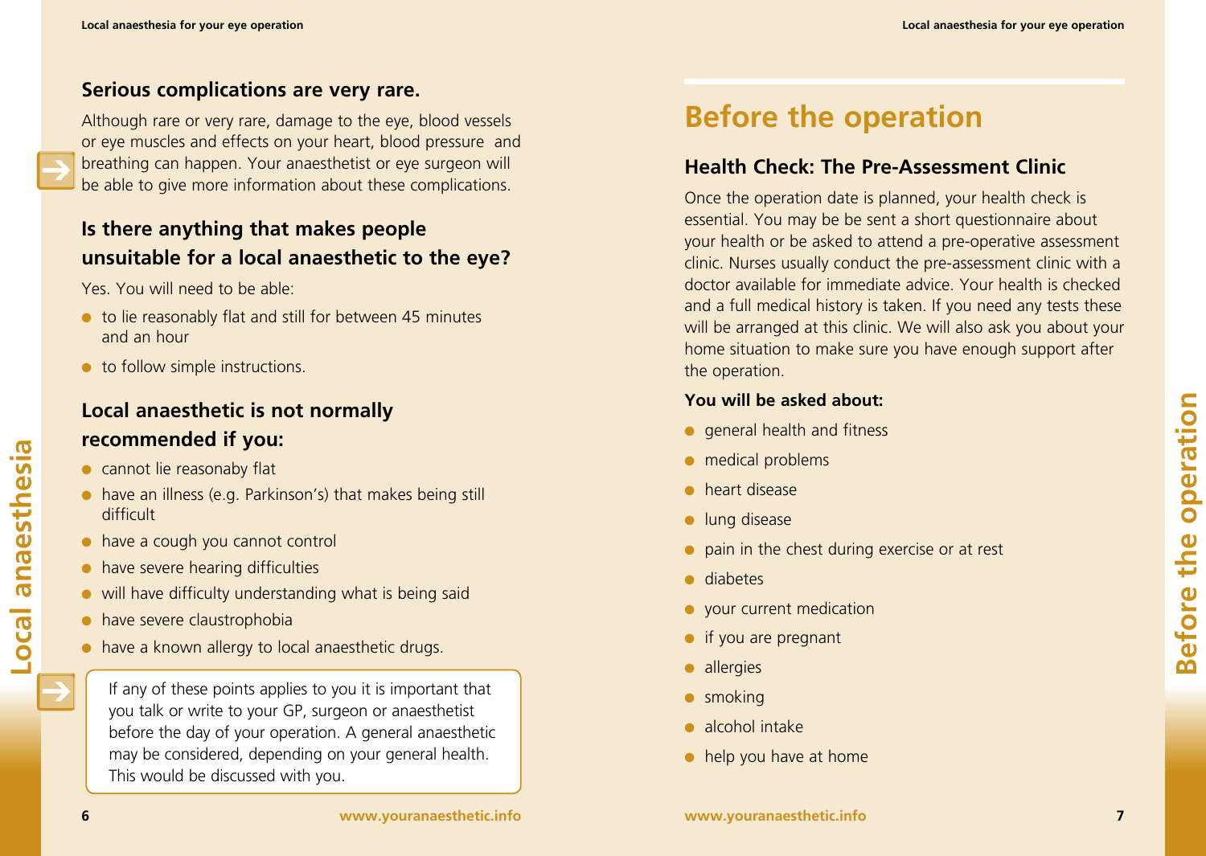### Serious complications are very rare.

Although rare or very rare, damage to the eye, blood vessels or eye muscles and effects on your heart, blood pressure and breathing can happen. Your anaesthetist or eye surgeon will be able to give more information about these complications.

### Is there anything that makes people unsuitable for a local anaesthetic to the eye?

Yes. You will need to be able:

- to lie reasonably flat and still for between 45 minutes and an hour
- to follow simple instructions.

### Local anaesthetic is not normally recommended if you:

- cannot lie reasonaby flat
- have an illness (e.g. Parkinson's) that makes being still difficult
- have a cough you cannot control
- have severe hearing difficulties
- will have difficulty understanding what is being said
- have severe claustrophobia
- have a known allergy to local anaesthetic drugs.

If any of these points applies to you it is important that you talk or write to your GP, surgeon or anaesthetist before the day of your operation. A general anaesthetic may be considered, depending on your general health. This would be discussed with you.

## Before the operation

### Health Check: The Pre-Assessment Clinic

Once the operation date is planned, your health check is essential. You may be be sent a short questionnaire about your health or be asked to attend a pre-operative assessment clinic. Nurses usually conduct the pre-assessment clinic with a doctor available for immediate advice. Your health is checked and a full medical history is taken. If you need any tests these will be arranged at this clinic. We will also ask you about your home situation to make sure you have enough support after the operation.

**You will be asked about:**

- general health and fitness
- medical problems
- heart disease
- lung disease
- pain in the chest during exercise or at rest
- diabetes
- your current medication
- if you are pregnant
- allergies
- smoking
- alcohol intake
- help you have at home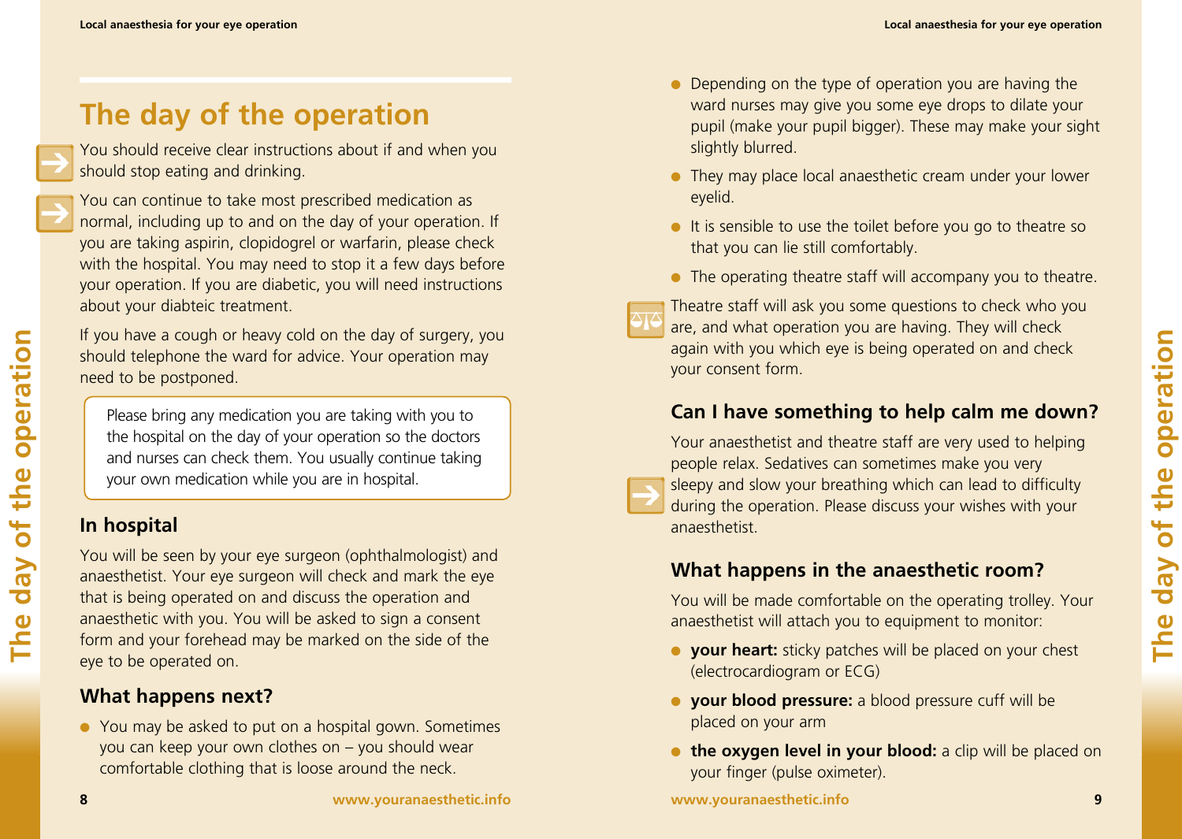# The day of the operation

You should receive clear instructions about if and when you should stop eating and drinking.

You can continue to take most prescribed medication as normal, including up to and on the day of your operation. If you are taking aspirin, clopidogrel or warfarin, please check with the hospital. You may need to stop it a few days before your operation. If you are diabetic, you will need instructions about your diabteic treatment.

If you have a cough or heavy cold on the day of surgery, you should telephone the ward for advice. Your operation may need to be postponed.

> Please bring any medication you are taking with you to the hospital on the day of your operation so the doctors and nurses can check them. You usually continue taking your own medication while you are in hospital.

## In hospital

You will be seen by your eye surgeon (ophthalmologist) and anaesthetist. Your eye surgeon will check and mark the eye that is being operated on and discuss the operation and anaesthetic with you. You will be asked to sign a consent form and your forehead may be marked on the side of the eye to be operated on.

## What happens next?

- You may be asked to put on a hospital gown. Sometimes you can keep your own clothes on – you should wear comfortable clothing that is loose around the neck.
- Depending on the type of operation you are having the ward nurses may give you some eye drops to dilate your pupil (make your pupil bigger). These may make your sight slightly blurred.
- They may place local anaesthetic cream under your lower eyelid.
- It is sensible to use the toilet before you go to theatre so that you can lie still comfortably.
- The operating theatre staff will accompany you to theatre.

Theatre staff will ask you some questions to check who you are, and what operation you are having. They will check again with you which eye is being operated on and check your consent form.

## Can I have something to help calm me down?

Your anaesthetist and theatre staff are very used to helping people relax. Sedatives can sometimes make you very sleepy and slow your breathing which can lead to difficulty during the operation. Please discuss your wishes with your anaesthetist.

## What happens in the anaesthetic room?

You will be made comfortable on the operating trolley. Your anaesthetist will attach you to equipment to monitor:

- **your heart:** sticky patches will be placed on your chest (electrocardiogram or ECG)
- **your blood pressure:** a blood pressure cuff will be placed on your arm
- **the oxygen level in your blood:** a clip will be placed on your finger (pulse oximeter).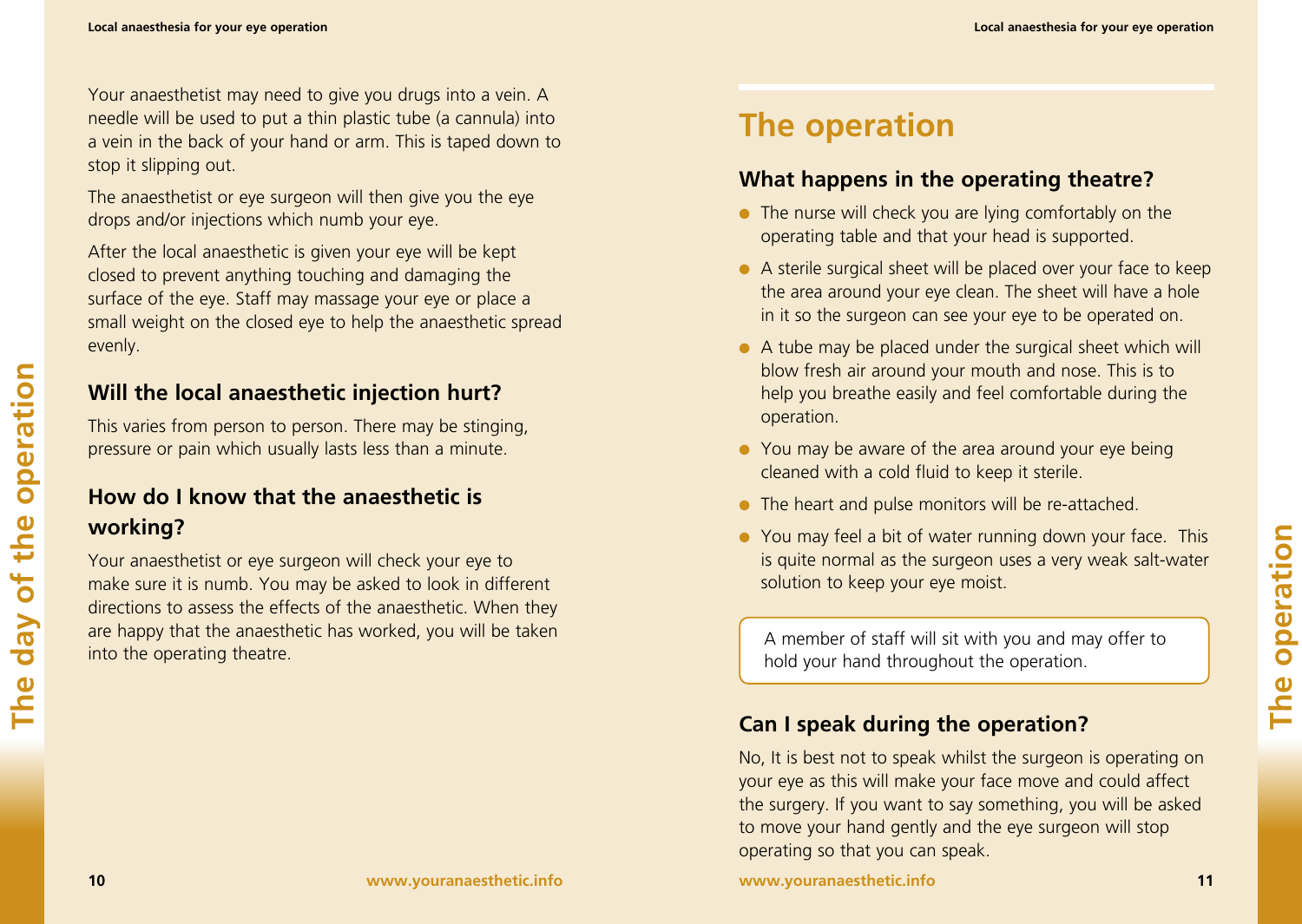Your anaesthetist may need to give you drugs into a vein. A needle will be used to put a thin plastic tube (a cannula) into a vein in the back of your hand or arm. This is taped down to stop it slipping out.

The anaesthetist or eye surgeon will then give you the eye drops and/or injections which numb your eye.

After the local anaesthetic is given your eye will be kept closed to prevent anything touching and damaging the surface of the eye. Staff may massage your eye or place a small weight on the closed eye to help the anaesthetic spread evenly.

### Will the local anaesthetic injection hurt?

This varies from person to person. There may be stinging, pressure or pain which usually lasts less than a minute.

### How do I know that the anaesthetic is working?

Your anaesthetist or eye surgeon will check your eye to make sure it is numb. You may be asked to look in different directions to assess the effects of the anaesthetic. When they are happy that the anaesthetic has worked, you will be taken into the operating theatre.

## The operation

### What happens in the operating theatre?

- The nurse will check you are lying comfortably on the operating table and that your head is supported.
- A sterile surgical sheet will be placed over your face to keep the area around your eye clean. The sheet will have a hole in it so the surgeon can see your eye to be operated on.
- A tube may be placed under the surgical sheet which will blow fresh air around your mouth and nose. This is to help you breathe easily and feel comfortable during the operation.
- You may be aware of the area around your eye being cleaned with a cold fluid to keep it sterile.
- The heart and pulse monitors will be re-attached.
- You may feel a bit of water running down your face. This is quite normal as the surgeon uses a very weak salt-water solution to keep your eye moist.

> A member of staff will sit with you and may offer to hold your hand throughout the operation.

### Can I speak during the operation?

No, It is best not to speak whilst the surgeon is operating on your eye as this will make your face move and could affect the surgery. If you want to say something, you will be asked to move your hand gently and the eye surgeon will stop operating so that you can speak.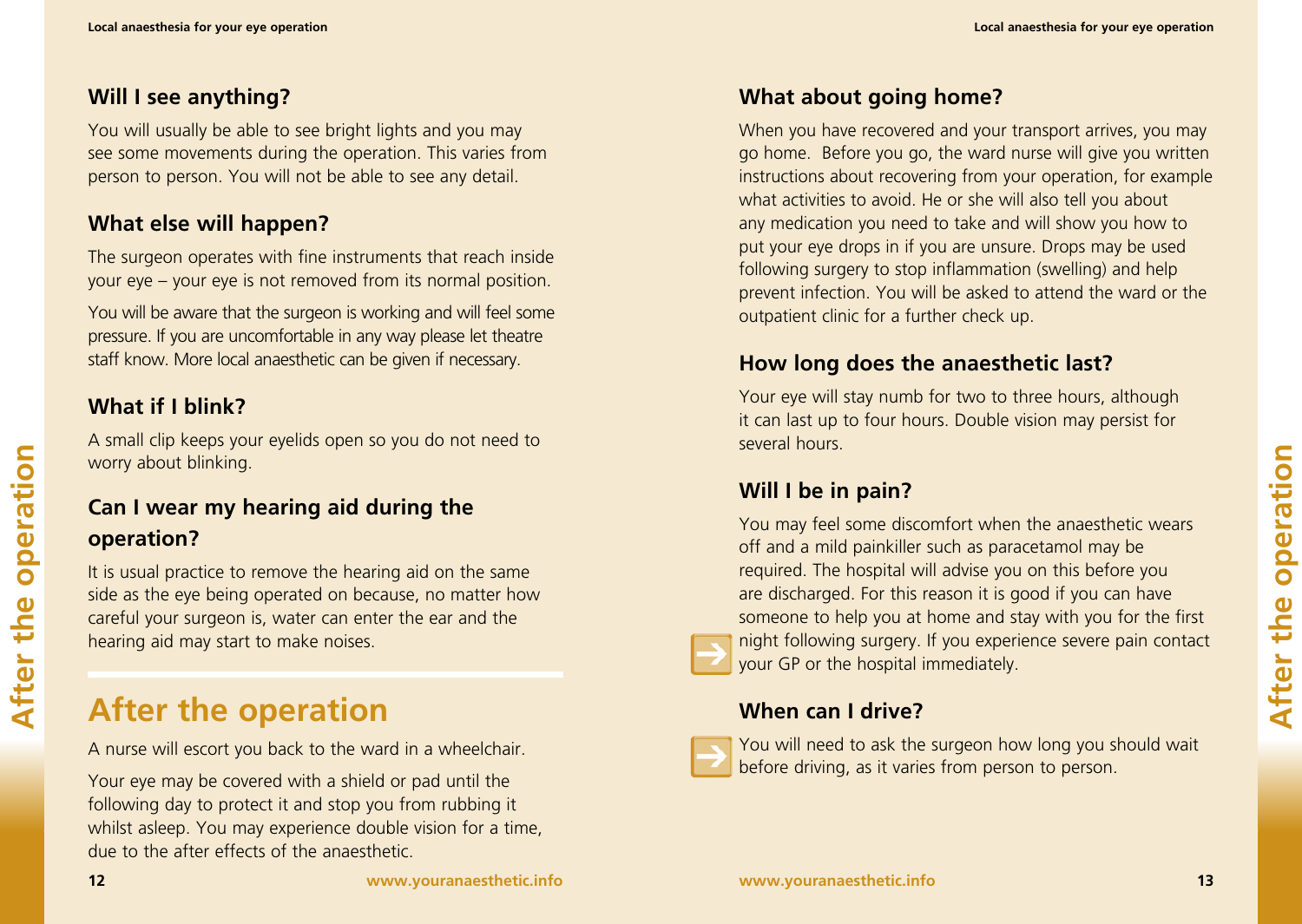### Will I see anything?

You will usually be able to see bright lights and you may see some movements during the operation. This varies from person to person. You will not be able to see any detail.

### What else will happen?

The surgeon operates with fine instruments that reach inside your eye – your eye is not removed from its normal position.

You will be aware that the surgeon is working and will feel some pressure. If you are uncomfortable in any way please let theatre staff know. More local anaesthetic can be given if necessary.

### What if I blink?

A small clip keeps your eyelids open so you do not need to worry about blinking.

### Can I wear my hearing aid during the operation?

It is usual practice to remove the hearing aid on the same side as the eye being operated on because, no matter how careful your surgeon is, water can enter the ear and the hearing aid may start to make noises.

## After the operation

A nurse will escort you back to the ward in a wheelchair.

Your eye may be covered with a shield or pad until the following day to protect it and stop you from rubbing it whilst asleep. You may experience double vision for a time, due to the after effects of the anaesthetic.

### What about going home?

When you have recovered and your transport arrives, you may go home. Before you go, the ward nurse will give you written instructions about recovering from your operation, for example what activities to avoid. He or she will also tell you about any medication you need to take and will show you how to put your eye drops in if you are unsure. Drops may be used following surgery to stop inflammation (swelling) and help prevent infection. You will be asked to attend the ward or the outpatient clinic for a further check up.

### How long does the anaesthetic last?

Your eye will stay numb for two to three hours, although it can last up to four hours. Double vision may persist for several hours.

### Will I be in pain?

You may feel some discomfort when the anaesthetic wears off and a mild painkiller such as paracetamol may be required. The hospital will advise you on this before you are discharged. For this reason it is good if you can have someone to help you at home and stay with you for the first night following surgery. If you experience severe pain contact your GP or the hospital immediately.

### When can I drive?

You will need to ask the surgeon how long you should wait before driving, as it varies from person to person.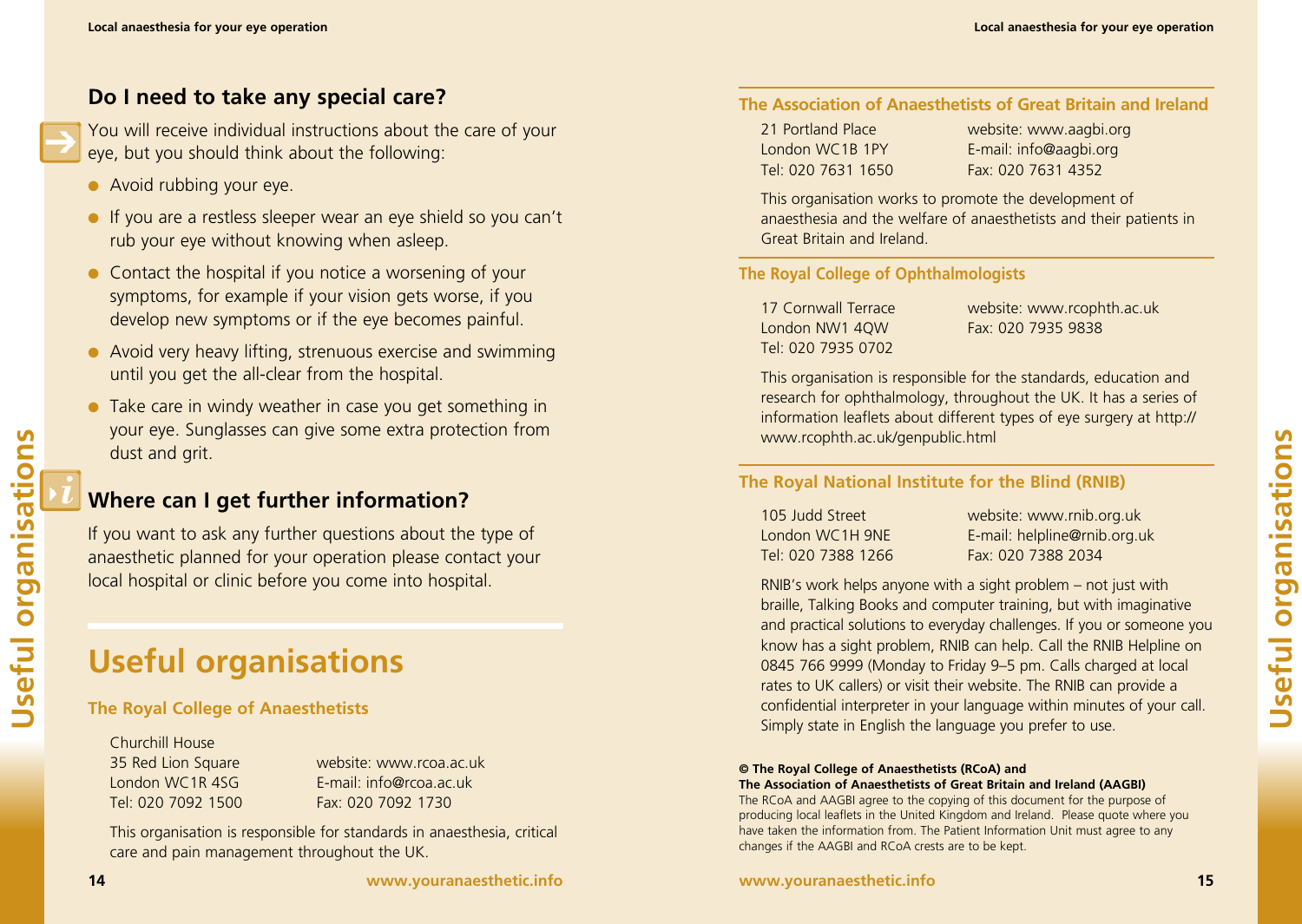## Do I need to take any special care?

You will receive individual instructions about the care of your eye, but you should think about the following:

- Avoid rubbing your eye.
- If you are a restless sleeper wear an eye shield so you can't rub your eye without knowing when asleep.
- Contact the hospital if you notice a worsening of your symptoms, for example if your vision gets worse, if you develop new symptoms or if the eye becomes painful.
- Avoid very heavy lifting, strenuous exercise and swimming until you get the all-clear from the hospital.
- Take care in windy weather in case you get something in your eye. Sunglasses can give some extra protection from dust and grit.

## Where can I get further information?

If you want to ask any further questions about the type of anaesthetic planned for your operation please contact your local hospital or clinic before you come into hospital.

# Useful organisations

### The Royal College of Anaesthetists

Churchill House
35 Red Lion Square
London WC1R 4SG
Tel: 020 7092 1500

website: www.rcoa.ac.uk
E-mail: info@rcoa.ac.uk
Fax: 020 7092 1730

This organisation is responsible for standards in anaesthesia, critical care and pain management throughout the UK.

### The Association of Anaesthetists of Great Britain and Ireland

21 Portland Place
London WC1B 1PY
Tel: 020 7631 1650

website: www.aagbi.org
E-mail: info@aagbi.org
Fax: 020 7631 4352

This organisation works to promote the development of anaesthesia and the welfare of anaesthetists and their patients in Great Britain and Ireland.

### The Royal College of Ophthalmologists

17 Cornwall Terrace
London NW1 4QW
Tel: 020 7935 0702

website: www.rcophth.ac.uk
Fax: 020 7935 9838

This organisation is responsible for the standards, education and research for ophthalmology, throughout the UK. It has a series of information leaflets about different types of eye surgery at http://www.rcophth.ac.uk/genpublic.html

### The Royal National Institute for the Blind (RNIB)

105 Judd Street
London WC1H 9NE
Tel: 020 7388 1266

website: www.rnib.org.uk
E-mail: helpline@rnib.org.uk
Fax: 020 7388 2034

RNIB's work helps anyone with a sight problem – not just with braille, Talking Books and computer training, but with imaginative and practical solutions to everyday challenges. If you or someone you know has a sight problem, RNIB can help. Call the RNIB Helpline on 0845 766 9999 (Monday to Friday 9–5 pm. Calls charged at local rates to UK callers) or visit their website. The RNIB can provide a confidential interpreter in your language within minutes of your call. Simply state in English the language you prefer to use.

**© The Royal College of Anaesthetists (RCoA) and**
**The Association of Anaesthetists of Great Britain and Ireland (AAGBI)**
The RCoA and AAGBI agree to the copying of this document for the purpose of producing local leaflets in the United Kingdom and Ireland. Please quote where you have taken the information from. The Patient Information Unit must agree to any changes if the AAGBI and RCoA crests are to be kept.